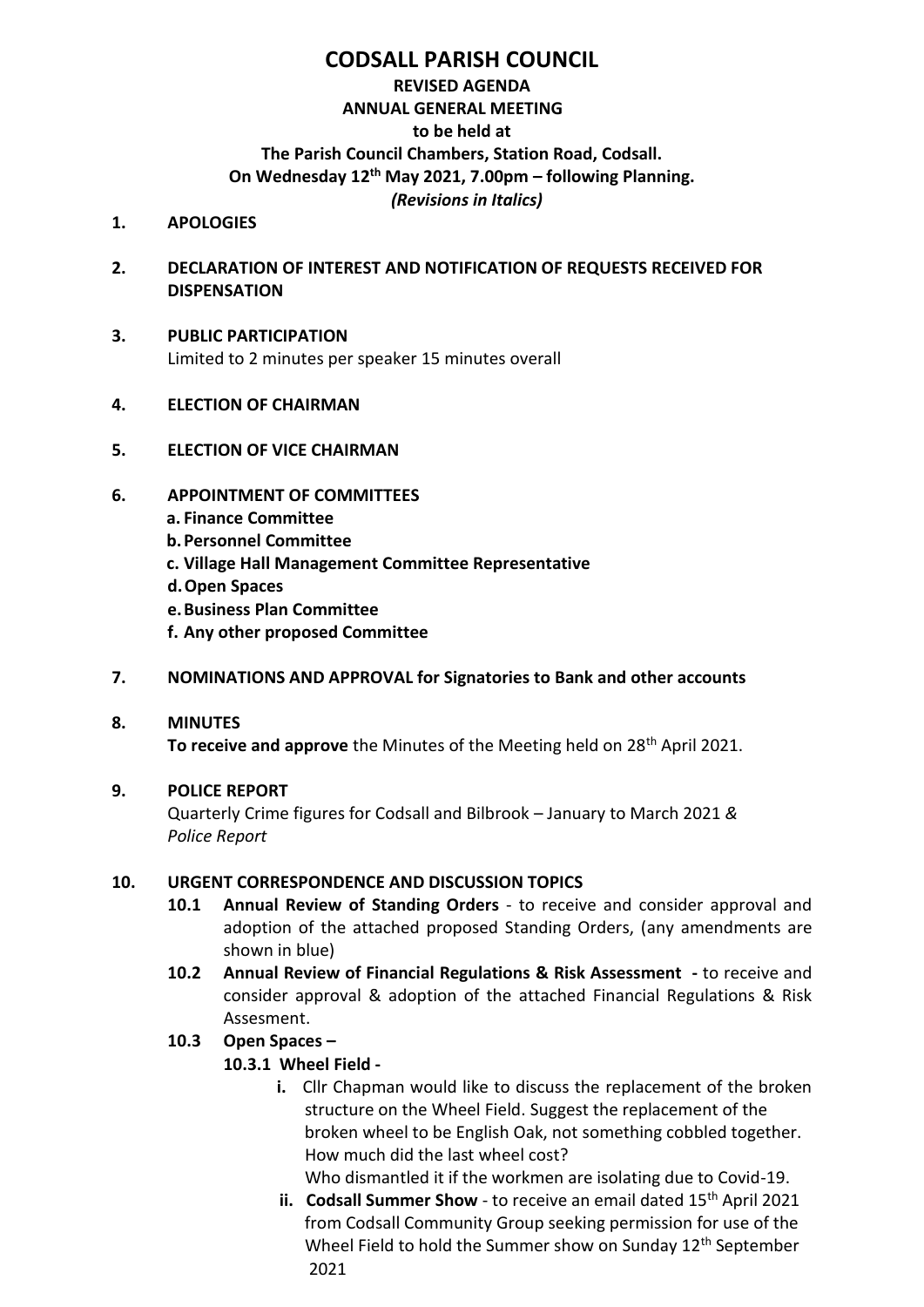# CODSALL PARISH COUNCIL

**REVISED AGENDA**
**ANNUAL GENERAL MEETING**
**to be held at**
**The Parish Council Chambers, Station Road, Codsall.**
**On Wednesday 12th May 2021, 7.00pm – following Planning.**
***(Revisions in Italics)***

**1. APOLOGIES**

**2. DECLARATION OF INTEREST AND NOTIFICATION OF REQUESTS RECEIVED FOR DISPENSATION**

**3. PUBLIC PARTICIPATION**
Limited to 2 minutes per speaker 15 minutes overall

**4. ELECTION OF CHAIRMAN**

**5. ELECTION OF VICE CHAIRMAN**

**6. APPOINTMENT OF COMMITTEES**

a. **Finance Committee**
b. **Personnel Committee**
c. **Village Hall Management Committee Representative**
d. **Open Spaces**
e. **Business Plan Committee**
f. **Any other proposed Committee**

**7. NOMINATIONS AND APPROVAL for Signatories to Bank and other accounts**

**8. MINUTES**
**To receive and approve** the Minutes of the Meeting held on 28th April 2021.

**9. POLICE REPORT**
Quarterly Crime figures for Codsall and Bilbrook – January to March 2021 *& Police Report*

**10. URGENT CORRESPONDENCE AND DISCUSSION TOPICS**

**10.1 Annual Review of Standing Orders** - to receive and consider approval and adoption of the attached proposed Standing Orders, (any amendments are shown in blue)

**10.2 Annual Review of Financial Regulations & Risk Assessment -** to receive and consider approval & adoption of the attached Financial Regulations & Risk Assesment.

**10.3 Open Spaces –**

**10.3.1 Wheel Field -**

**i.** Cllr Chapman would like to discuss the replacement of the broken structure on the Wheel Field. Suggest the replacement of the broken wheel to be English Oak, not something cobbled together. How much did the last wheel cost?
Who dismantled it if the workmen are isolating due to Covid-19.

**ii. Codsall Summer Show** - to receive an email dated 15th April 2021 from Codsall Community Group seeking permission for use of the Wheel Field to hold the Summer show on Sunday 12th September 2021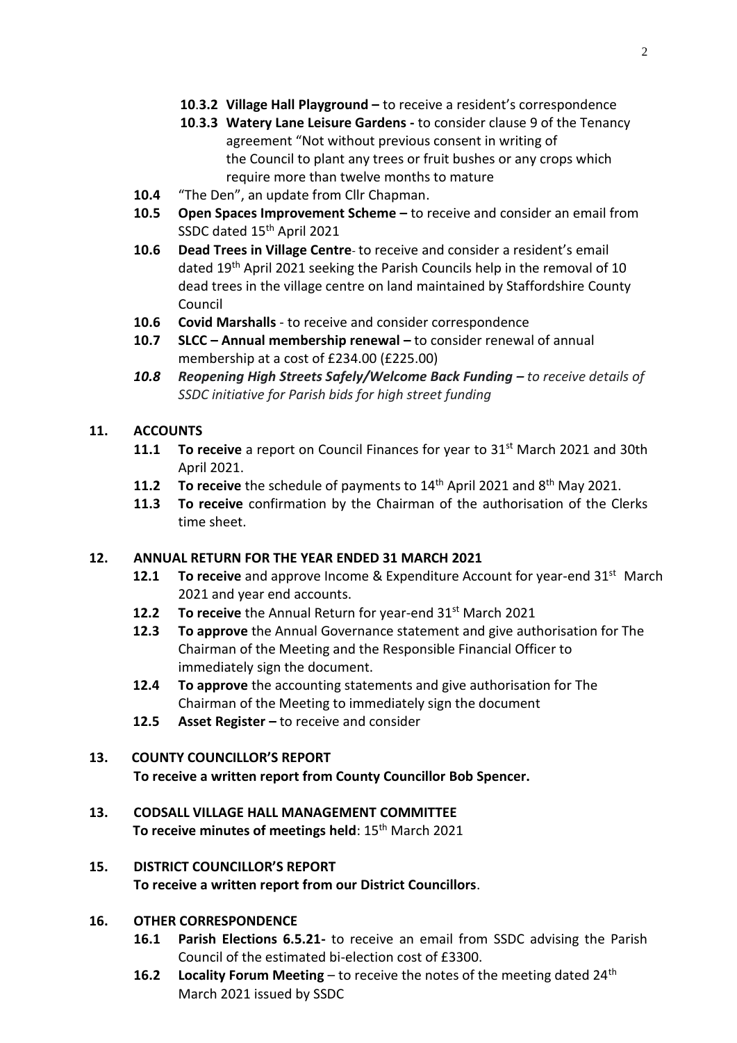- **10.3.2 Village Hall Playground –** to receive a resident's correspondence
- **10.3.3 Watery Lane Leisure Gardens -** to consider clause 9 of the Tenancy agreement "Not without previous consent in writing of the Council to plant any trees or fruit bushes or any crops which require more than twelve months to mature

- **10.4** "The Den", an update from Cllr Chapman.
- **10.5 Open Spaces Improvement Scheme –** to receive and consider an email from SSDC dated 15th April 2021
- **10.6 Dead Trees in Village Centre**- to receive and consider a resident's email dated 19th April 2021 seeking the Parish Councils help in the removal of 10 dead trees in the village centre on land maintained by Staffordshire County Council
- **10.6 Covid Marshalls** - to receive and consider correspondence
- **10.7 SLCC – Annual membership renewal –** to consider renewal of annual membership at a cost of £234.00 (£225.00)
- ***10.8 Reopening High Streets Safely/Welcome Back Funding –*** *to receive details of SSDC initiative for Parish bids for high street funding*

## 11. ACCOUNTS

- **11.1 To receive** a report on Council Finances for year to 31st March 2021 and 30th April 2021.
- **11.2 To receive** the schedule of payments to 14th April 2021 and 8th May 2021.
- **11.3 To receive** confirmation by the Chairman of the authorisation of the Clerks time sheet.

## 12. ANNUAL RETURN FOR THE YEAR ENDED 31 MARCH 2021

- **12.1 To receive** and approve Income & Expenditure Account for year-end 31st March 2021 and year end accounts.
- **12.2 To receive** the Annual Return for year-end 31st March 2021
- **12.3 To approve** the Annual Governance statement and give authorisation for The Chairman of the Meeting and the Responsible Financial Officer to immediately sign the document.
- **12.4 To approve** the accounting statements and give authorisation for The Chairman of the Meeting to immediately sign the document
- **12.5 Asset Register –** to receive and consider

## 13. COUNTY COUNCILLOR'S REPORT

**To receive a written report from County Councillor Bob Spencer.**

## 13. CODSALL VILLAGE HALL MANAGEMENT COMMITTEE

**To receive minutes of meetings held**: 15th March 2021

## 15. DISTRICT COUNCILLOR'S REPORT

**To receive a written report from our District Councillors**.

## 16. OTHER CORRESPONDENCE

- **16.1 Parish Elections 6.5.21-** to receive an email from SSDC advising the Parish Council of the estimated bi-election cost of £3300.
- **16.2 Locality Forum Meeting** – to receive the notes of the meeting dated 24th March 2021 issued by SSDC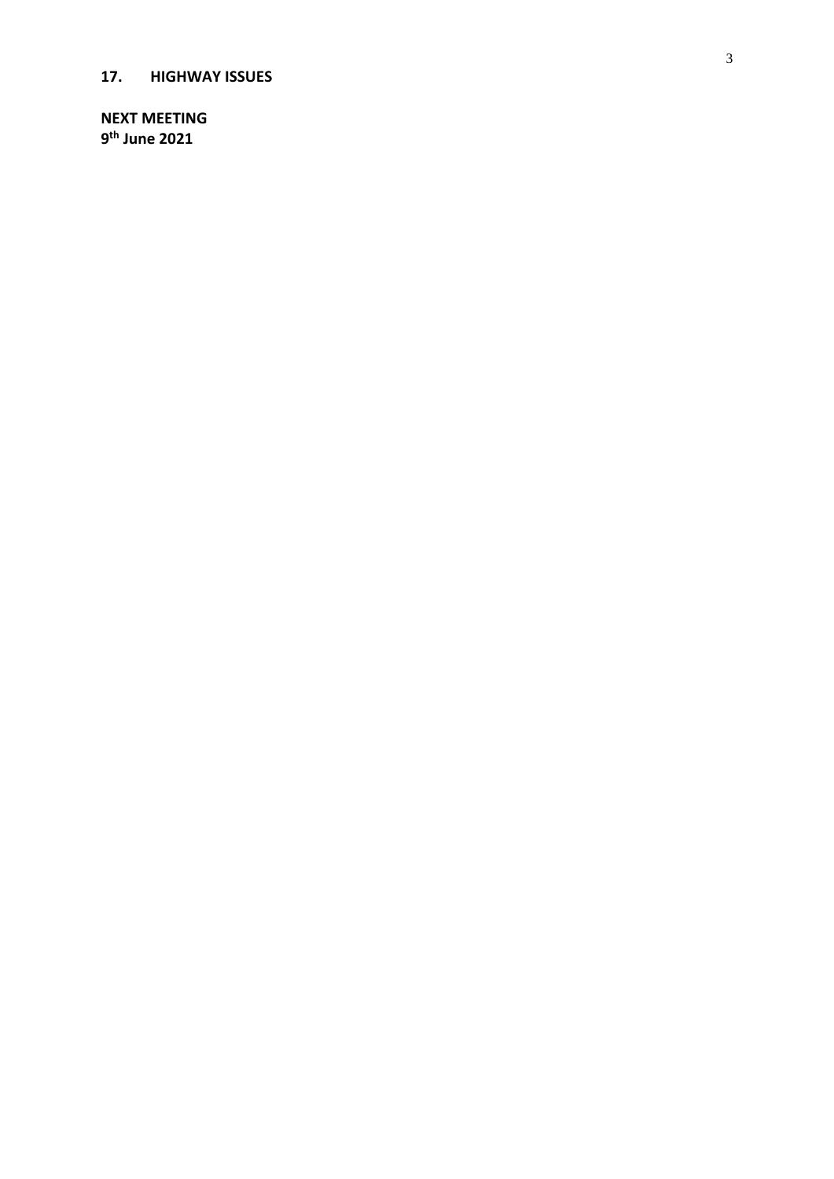**17. HIGHWAY ISSUES**

**NEXT MEETING**
**9th June 2021**